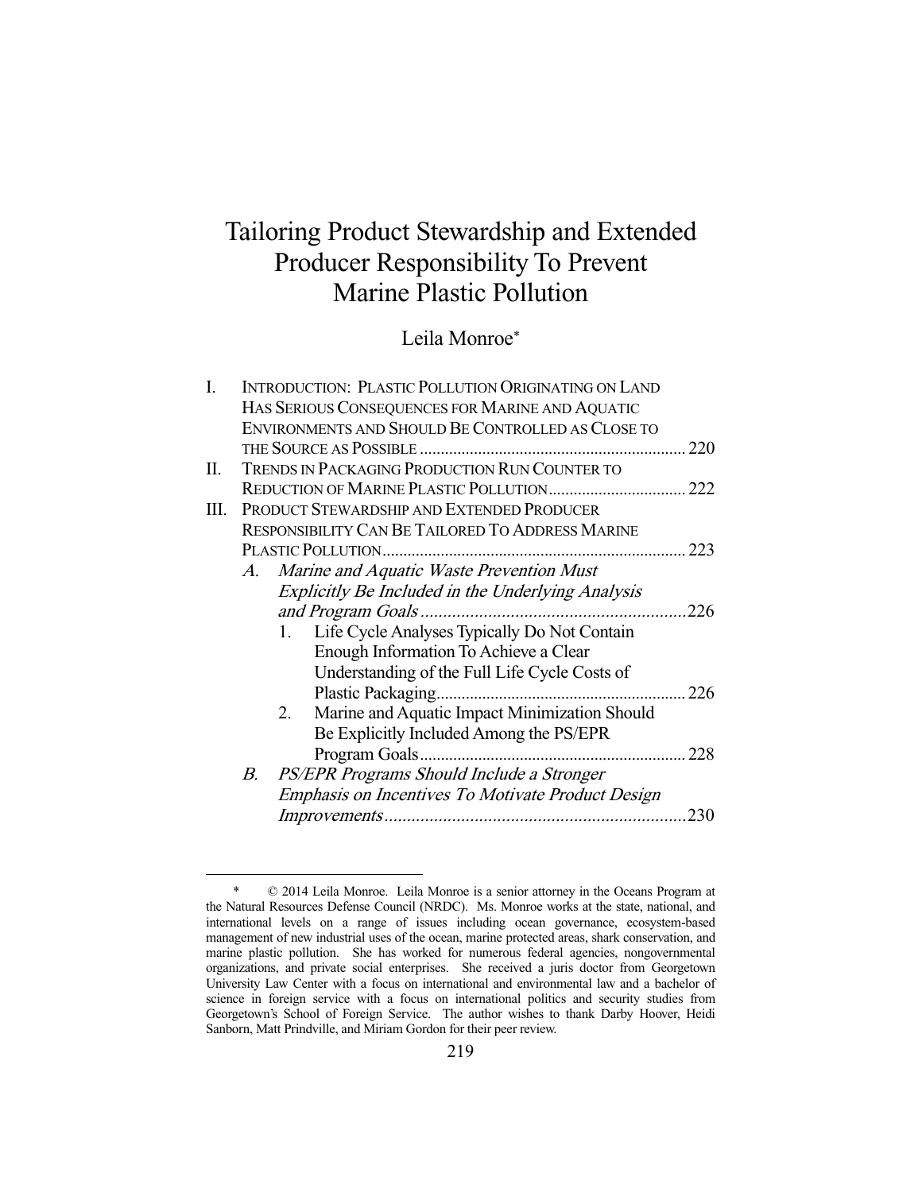# Tailoring Product Stewardship and Extended Producer Responsibility To Prevent Marine Plastic Pollution

Leila Monroe*

I. INTRODUCTION: PLASTIC POLLUTION ORIGINATING ON LAND HAS SERIOUS CONSEQUENCES FOR MARINE AND AQUATIC ENVIRONMENTS AND SHOULD BE CONTROLLED AS CLOSE TO THE SOURCE AS POSSIBLE ............ 220

II. TRENDS IN PACKAGING PRODUCTION RUN COUNTER TO REDUCTION OF MARINE PLASTIC POLLUTION ............ 222

III. PRODUCT STEWARDSHIP AND EXTENDED PRODUCER RESPONSIBILITY CAN BE TAILORED TO ADDRESS MARINE PLASTIC POLLUTION ............ 223

- *A. Marine and Aquatic Waste Prevention Must Explicitly Be Included in the Underlying Analysis and Program Goals* ............ 226
  1. Life Cycle Analyses Typically Do Not Contain Enough Information To Achieve a Clear Understanding of the Full Life Cycle Costs of Plastic Packaging ............ 226
  2. Marine and Aquatic Impact Minimization Should Be Explicitly Included Among the PS/EPR Program Goals ............ 228
- *B. PS/EPR Programs Should Include a Stronger Emphasis on Incentives To Motivate Product Design Improvements* ............ 230

---

\* © 2014 Leila Monroe. Leila Monroe is a senior attorney in the Oceans Program at the Natural Resources Defense Council (NRDC). Ms. Monroe works at the state, national, and international levels on a range of issues including ocean governance, ecosystem-based management of new industrial uses of the ocean, marine protected areas, shark conservation, and marine plastic pollution. She has worked for numerous federal agencies, nongovernmental organizations, and private social enterprises. She received a juris doctor from Georgetown University Law Center with a focus on international and environmental law and a bachelor of science in foreign service with a focus on international politics and security studies from Georgetown's School of Foreign Service. The author wishes to thank Darby Hoover, Heidi Sanborn, Matt Prindville, and Miriam Gordon for their peer review.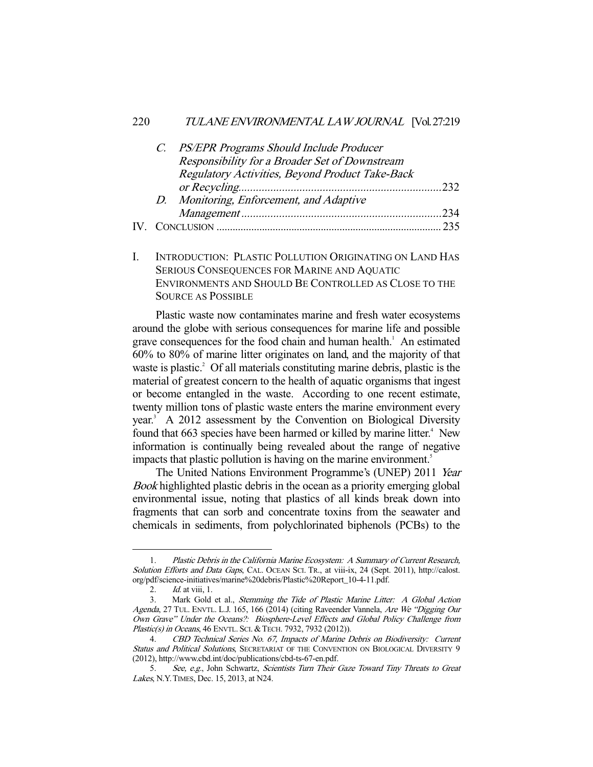C. *PS/EPR Programs Should Include Producer Responsibility for a Broader Set of Downstream Regulatory Activities, Beyond Product Take-Back or Recycling*......232

D. *Monitoring, Enforcement, and Adaptive Management*......234

IV. CONCLUSION......235

## I. INTRODUCTION: PLASTIC POLLUTION ORIGINATING ON LAND HAS SERIOUS CONSEQUENCES FOR MARINE AND AQUATIC ENVIRONMENTS AND SHOULD BE CONTROLLED AS CLOSE TO THE SOURCE AS POSSIBLE

Plastic waste now contaminates marine and fresh water ecosystems around the globe with serious consequences for marine life and possible grave consequences for the food chain and human health.[1] An estimated 60% to 80% of marine litter originates on land, and the majority of that waste is plastic.[2] Of all materials constituting marine debris, plastic is the material of greatest concern to the health of aquatic organisms that ingest or become entangled in the waste. According to one recent estimate, twenty million tons of plastic waste enters the marine environment every year.[3] A 2012 assessment by the Convention on Biological Diversity found that 663 species have been harmed or killed by marine litter.[4] New information is continually being revealed about the range of negative impacts that plastic pollution is having on the marine environment.[5]

The United Nations Environment Programme's (UNEP) 2011 *Year Book* highlighted plastic debris in the ocean as a priority emerging global environmental issue, noting that plastics of all kinds break down into fragments that can sorb and concentrate toxins from the seawater and chemicals in sediments, from polychlorinated biphenols (PCBs) to the

---

1. *Plastic Debris in the California Marine Ecosystem: A Summary of Current Research, Solution Efforts and Data Gaps*, CAL. OCEAN SCI. TR., at viii-ix, 24 (Sept. 2011), http://calost.org/pdf/science-initiatives/marine%20debris/Plastic%20Report_10-4-11.pdf.

2. *Id.* at viii, 1.

3. Mark Gold et al., *Stemming the Tide of Plastic Marine Litter: A Global Action Agenda*, 27 TUL. ENVTL. L.J. 165, 166 (2014) (citing Raveender Vannela, *Are We "Digging Our Own Grave" Under the Oceans?: Biosphere-Level Effects and Global Policy Challenge from Plastic(s) in Oceans*, 46 ENVTL. SCI. & TECH. 7932, 7932 (2012)).

4. *CBD Technical Series No. 67, Impacts of Marine Debris on Biodiversity: Current Status and Political Solutions*, SECRETARIAT OF THE CONVENTION ON BIOLOGICAL DIVERSITY 9 (2012), http://www.cbd.int/doc/publications/cbd-ts-67-en.pdf.

5. *See, e.g.*, John Schwartz, *Scientists Turn Their Gaze Toward Tiny Threats to Great Lakes*, N.Y. TIMES, Dec. 15, 2013, at N24.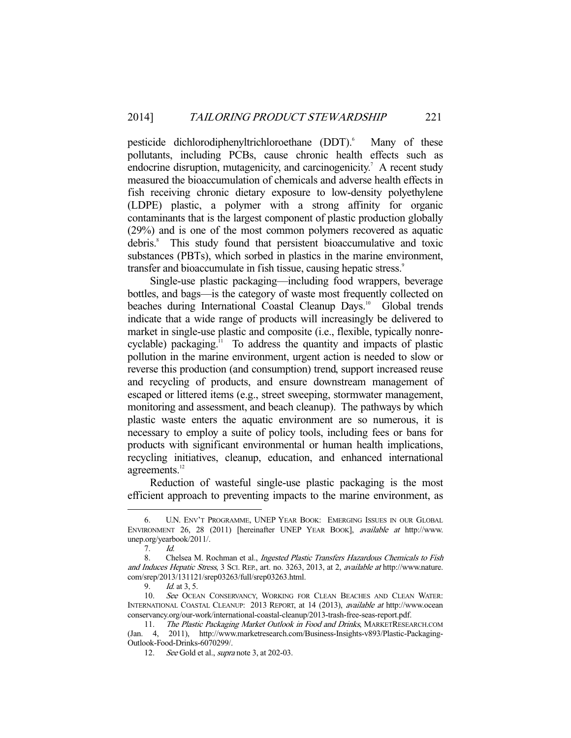pesticide dichlorodiphenyltrichloroethane (DDT).[6] Many of these pollutants, including PCBs, cause chronic health effects such as endocrine disruption, mutagenicity, and carcinogenicity.[7] A recent study measured the bioaccumulation of chemicals and adverse health effects in fish receiving chronic dietary exposure to low-density polyethylene (LDPE) plastic, a polymer with a strong affinity for organic contaminants that is the largest component of plastic production globally (29%) and is one of the most common polymers recovered as aquatic debris.[8] This study found that persistent bioaccumulative and toxic substances (PBTs), which sorbed in plastics in the marine environment, transfer and bioaccumulate in fish tissue, causing hepatic stress.[9]

Single-use plastic packaging—including food wrappers, beverage bottles, and bags—is the category of waste most frequently collected on beaches during International Coastal Cleanup Days.[10] Global trends indicate that a wide range of products will increasingly be delivered to market in single-use plastic and composite (i.e., flexible, typically nonrecyclable) packaging.[11] To address the quantity and impacts of plastic pollution in the marine environment, urgent action is needed to slow or reverse this production (and consumption) trend, support increased reuse and recycling of products, and ensure downstream management of escaped or littered items (e.g., street sweeping, stormwater management, monitoring and assessment, and beach cleanup). The pathways by which plastic waste enters the aquatic environment are so numerous, it is necessary to employ a suite of policy tools, including fees or bans for products with significant environmental or human health implications, recycling initiatives, cleanup, education, and enhanced international agreements.[12]

Reduction of wasteful single-use plastic packaging is the most efficient approach to preventing impacts to the marine environment, as

---

6. U.N. ENV'T PROGRAMME, UNEP YEAR BOOK: EMERGING ISSUES IN OUR GLOBAL ENVIRONMENT 26, 28 (2011) [hereinafter UNEP YEAR BOOK], *available at* http://www.unep.org/yearbook/2011/.

7. *Id.*

8. Chelsea M. Rochman et al., *Ingested Plastic Transfers Hazardous Chemicals to Fish and Induces Hepatic Stress*, 3 SCI. REP., art. no. 3263, 2013, at 2, *available at* http://www.nature.com/srep/2013/131121/srep03263/full/srep03263.html.

9. *Id.* at 3, 5.

10. *See* OCEAN CONSERVANCY, WORKING FOR CLEAN BEACHES AND CLEAN WATER: INTERNATIONAL COASTAL CLEANUP: 2013 REPORT, at 14 (2013), *available at* http://www.oceanconservancy.org/our-work/international-coastal-cleanup/2013-trash-free-seas-report.pdf.

11. *The Plastic Packaging Market Outlook in Food and Drinks*, MARKETRESEARCH.COM (Jan. 4, 2011), http://www.marketresearch.com/Business-Insights-v893/Plastic-Packaging-Outlook-Food-Drinks-6070299/.

12. *See* Gold et al., *supra* note 3, at 202-03.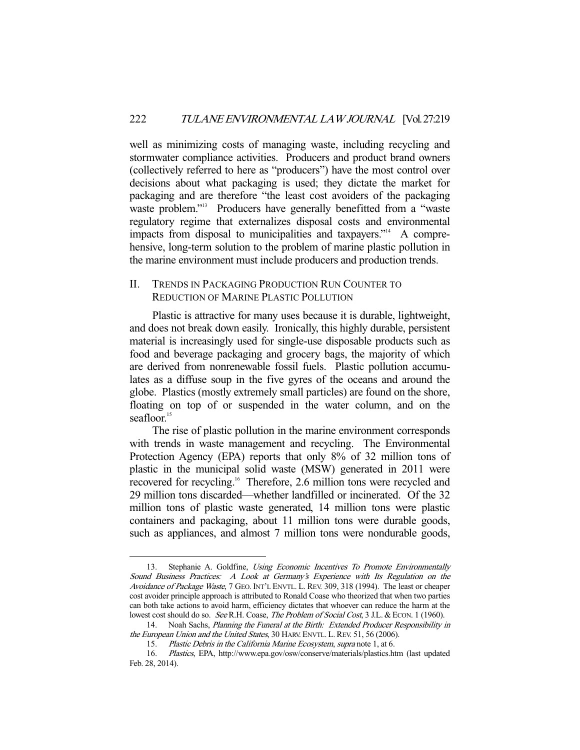well as minimizing costs of managing waste, including recycling and stormwater compliance activities. Producers and product brand owners (collectively referred to here as "producers") have the most control over decisions about what packaging is used; they dictate the market for packaging and are therefore "the least cost avoiders of the packaging waste problem."[13] Producers have generally benefitted from a "waste regulatory regime that externalizes disposal costs and environmental impacts from disposal to municipalities and taxpayers."[14] A comprehensive, long-term solution to the problem of marine plastic pollution in the marine environment must include producers and production trends.

## II. Trends in Packaging Production Run Counter to Reduction of Marine Plastic Pollution

Plastic is attractive for many uses because it is durable, lightweight, and does not break down easily. Ironically, this highly durable, persistent material is increasingly used for single-use disposable products such as food and beverage packaging and grocery bags, the majority of which are derived from nonrenewable fossil fuels. Plastic pollution accumulates as a diffuse soup in the five gyres of the oceans and around the globe. Plastics (mostly extremely small particles) are found on the shore, floating on top of or suspended in the water column, and on the seafloor.[15]

The rise of plastic pollution in the marine environment corresponds with trends in waste management and recycling. The Environmental Protection Agency (EPA) reports that only 8% of 32 million tons of plastic in the municipal solid waste (MSW) generated in 2011 were recovered for recycling.[16] Therefore, 2.6 million tons were recycled and 29 million tons discarded—whether landfilled or incinerated. Of the 32 million tons of plastic waste generated, 14 million tons were plastic containers and packaging, about 11 million tons were durable goods, such as appliances, and almost 7 million tons were nondurable goods,

---

13. Stephanie A. Goldfine, *Using Economic Incentives To Promote Environmentally Sound Business Practices: A Look at Germany's Experience with Its Regulation on the Avoidance of Package Waste*, 7 GEO. INT'L ENVTL. L. REV. 309, 318 (1994). The least or cheaper cost avoider principle approach is attributed to Ronald Coase who theorized that when two parties can both take actions to avoid harm, efficiency dictates that whoever can reduce the harm at the lowest cost should do so. *See* R.H. Coase, *The Problem of Social Cost*, 3 J.L. & ECON. 1 (1960).

14. Noah Sachs, *Planning the Funeral at the Birth: Extended Producer Responsibility in the European Union and the United States*, 30 HARV. ENVTL. L. REV. 51, 56 (2006).

15. *Plastic Debris in the California Marine Ecosystem*, *supra* note 1, at 6.

16. *Plastics*, EPA, http://www.epa.gov/osw/conserve/materials/plastics.htm (last updated Feb. 28, 2014).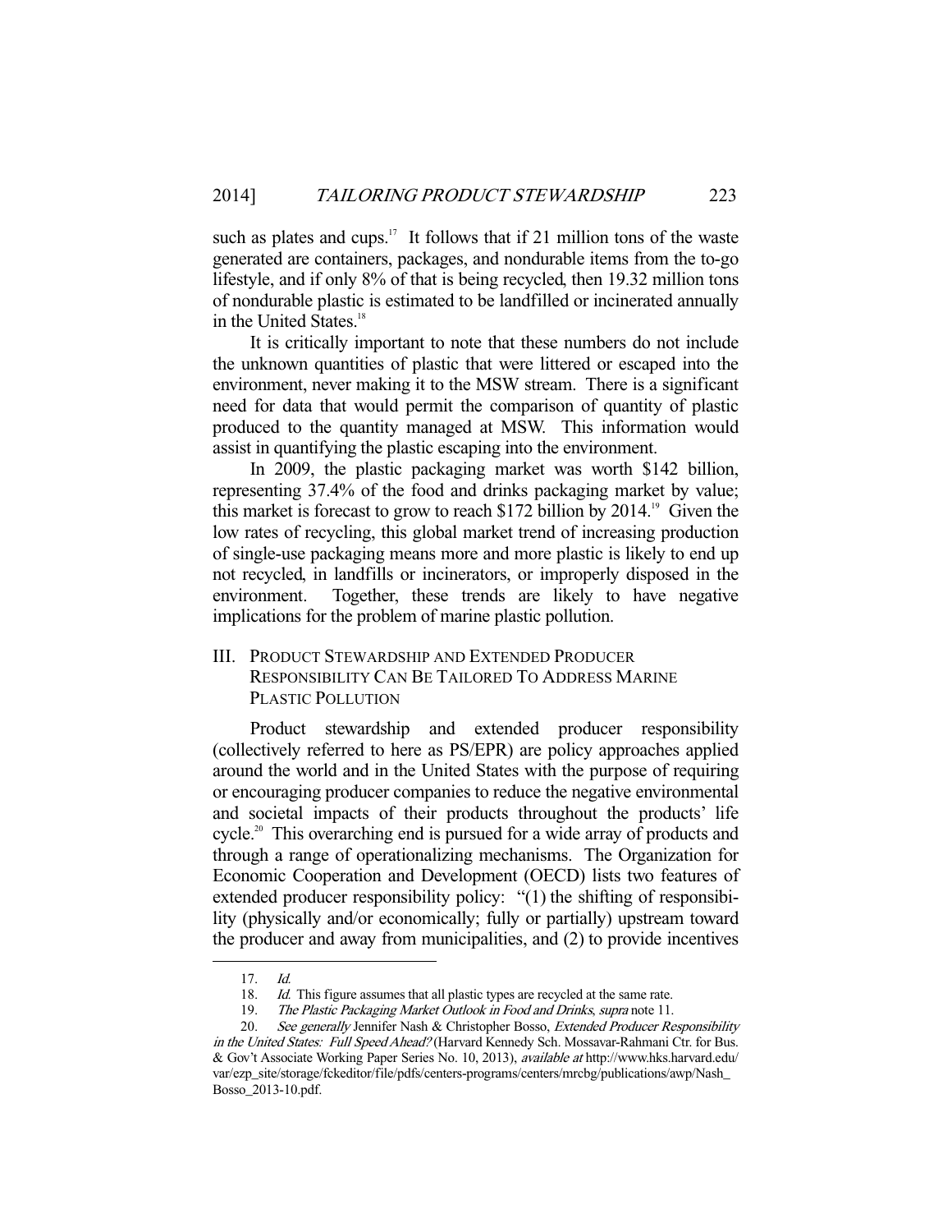such as plates and cups.[17] It follows that if 21 million tons of the waste generated are containers, packages, and nondurable items from the to-go lifestyle, and if only 8% of that is being recycled, then 19.32 million tons of nondurable plastic is estimated to be landfilled or incinerated annually in the United States.[18]

It is critically important to note that these numbers do not include the unknown quantities of plastic that were littered or escaped into the environment, never making it to the MSW stream. There is a significant need for data that would permit the comparison of quantity of plastic produced to the quantity managed at MSW. This information would assist in quantifying the plastic escaping into the environment.

In 2009, the plastic packaging market was worth $142 billion, representing 37.4% of the food and drinks packaging market by value; this market is forecast to grow to reach $172 billion by 2014.[19] Given the low rates of recycling, this global market trend of increasing production of single-use packaging means more and more plastic is likely to end up not recycled, in landfills or incinerators, or improperly disposed in the environment. Together, these trends are likely to have negative implications for the problem of marine plastic pollution.

## III. Product Stewardship and Extended Producer Responsibility Can Be Tailored To Address Marine Plastic Pollution

Product stewardship and extended producer responsibility (collectively referred to here as PS/EPR) are policy approaches applied around the world and in the United States with the purpose of requiring or encouraging producer companies to reduce the negative environmental and societal impacts of their products throughout the products' life cycle.[20] This overarching end is pursued for a wide array of products and through a range of operationalizing mechanisms. The Organization for Economic Cooperation and Development (OECD) lists two features of extended producer responsibility policy: "(1) the shifting of responsibility (physically and/or economically; fully or partially) upstream toward the producer and away from municipalities, and (2) to provide incentives

---

17. *Id.*

18. *Id.* This figure assumes that all plastic types are recycled at the same rate.

19. *The Plastic Packaging Market Outlook in Food and Drinks*, *supra* note 11.

20. *See generally* Jennifer Nash & Christopher Bosso, *Extended Producer Responsibility in the United States: Full Speed Ahead?* (Harvard Kennedy Sch. Mossavar-Rahmani Ctr. for Bus. & Gov't Associate Working Paper Series No. 10, 2013), *available at* http://www.hks.harvard.edu/var/ezp_site/storage/fckeditor/file/pdfs/centers-programs/centers/mrcbg/publications/awp/Nash_Bosso_2013-10.pdf.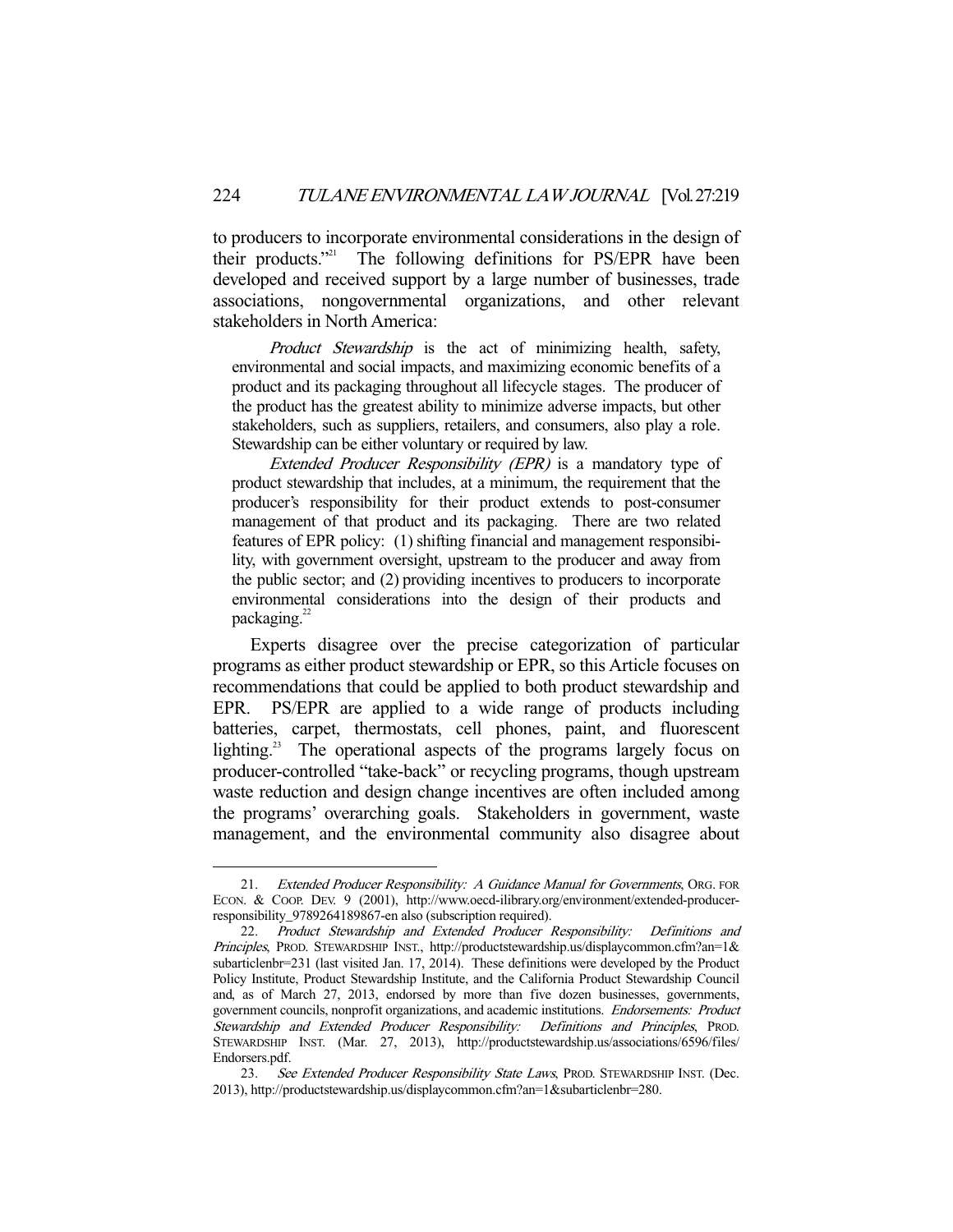to producers to incorporate environmental considerations in the design of their products."[21] The following definitions for PS/EPR have been developed and received support by a large number of businesses, trade associations, nongovernmental organizations, and other relevant stakeholders in North America:

> *Product Stewardship* is the act of minimizing health, safety, environmental and social impacts, and maximizing economic benefits of a product and its packaging throughout all lifecycle stages. The producer of the product has the greatest ability to minimize adverse impacts, but other stakeholders, such as suppliers, retailers, and consumers, also play a role. Stewardship can be either voluntary or required by law.
>
> *Extended Producer Responsibility (EPR)* is a mandatory type of product stewardship that includes, at a minimum, the requirement that the producer's responsibility for their product extends to post-consumer management of that product and its packaging. There are two related features of EPR policy: (1) shifting financial and management responsibility, with government oversight, upstream to the producer and away from the public sector; and (2) providing incentives to producers to incorporate environmental considerations into the design of their products and packaging.[22]

Experts disagree over the precise categorization of particular programs as either product stewardship or EPR, so this Article focuses on recommendations that could be applied to both product stewardship and EPR. PS/EPR are applied to a wide range of products including batteries, carpet, thermostats, cell phones, paint, and fluorescent lighting.[23] The operational aspects of the programs largely focus on producer-controlled "take-back" or recycling programs, though upstream waste reduction and design change incentives are often included among the programs' overarching goals. Stakeholders in government, waste management, and the environmental community also disagree about

---

21. *Extended Producer Responsibility: A Guidance Manual for Governments*, ORG. FOR ECON. & COOP. DEV. 9 (2001), http://www.oecd-ilibrary.org/environment/extended-producer-responsibility_9789264189867-en also (subscription required).

22. *Product Stewardship and Extended Producer Responsibility: Definitions and Principles*, PROD. STEWARDSHIP INST., http://productstewardship.us/displaycommon.cfm?an=1&subarticlenbr=231 (last visited Jan. 17, 2014). These definitions were developed by the Product Policy Institute, Product Stewardship Institute, and the California Product Stewardship Council and, as of March 27, 2013, endorsed by more than five dozen businesses, governments, government councils, nonprofit organizations, and academic institutions. *Endorsements: Product Stewardship and Extended Producer Responsibility: Definitions and Principles*, PROD. STEWARDSHIP INST. (Mar. 27, 2013), http://productstewardship.us/associations/6596/files/Endorsers.pdf.

23. *See Extended Producer Responsibility State Laws*, PROD. STEWARDSHIP INST. (Dec. 2013), http://productstewardship.us/displaycommon.cfm?an=1&subarticlenbr=280.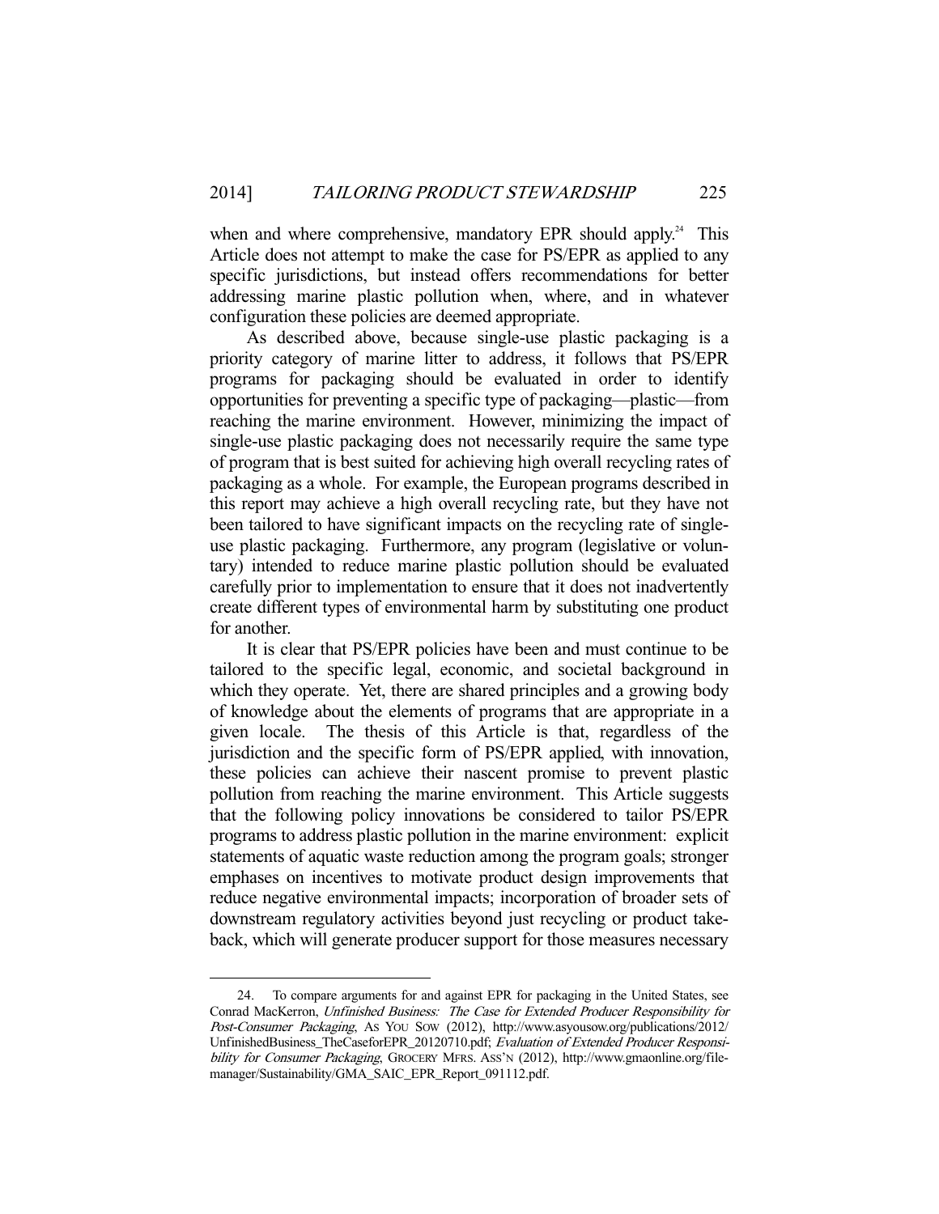when and where comprehensive, mandatory EPR should apply.[24] This Article does not attempt to make the case for PS/EPR as applied to any specific jurisdictions, but instead offers recommendations for better addressing marine plastic pollution when, where, and in whatever configuration these policies are deemed appropriate.

As described above, because single-use plastic packaging is a priority category of marine litter to address, it follows that PS/EPR programs for packaging should be evaluated in order to identify opportunities for preventing a specific type of packaging—plastic—from reaching the marine environment. However, minimizing the impact of single-use plastic packaging does not necessarily require the same type of program that is best suited for achieving high overall recycling rates of packaging as a whole. For example, the European programs described in this report may achieve a high overall recycling rate, but they have not been tailored to have significant impacts on the recycling rate of single-use plastic packaging. Furthermore, any program (legislative or voluntary) intended to reduce marine plastic pollution should be evaluated carefully prior to implementation to ensure that it does not inadvertently create different types of environmental harm by substituting one product for another.

It is clear that PS/EPR policies have been and must continue to be tailored to the specific legal, economic, and societal background in which they operate. Yet, there are shared principles and a growing body of knowledge about the elements of programs that are appropriate in a given locale. The thesis of this Article is that, regardless of the jurisdiction and the specific form of PS/EPR applied, with innovation, these policies can achieve their nascent promise to prevent plastic pollution from reaching the marine environment. This Article suggests that the following policy innovations be considered to tailor PS/EPR programs to address plastic pollution in the marine environment: explicit statements of aquatic waste reduction among the program goals; stronger emphases on incentives to motivate product design improvements that reduce negative environmental impacts; incorporation of broader sets of downstream regulatory activities beyond just recycling or product take-back, which will generate producer support for those measures necessary

---

24. To compare arguments for and against EPR for packaging in the United States, see Conrad MacKerron, *Unfinished Business: The Case for Extended Producer Responsibility for Post-Consumer Packaging*, AS YOU SOW (2012), http://www.asyousow.org/publications/2012/UnfinishedBusiness_TheCaseforEPR_20120710.pdf; *Evaluation of Extended Producer Responsibility for Consumer Packaging*, GROCERY MFRS. ASS'N (2012), http://www.gmaonline.org/file-manager/Sustainability/GMA_SAIC_EPR_Report_091112.pdf.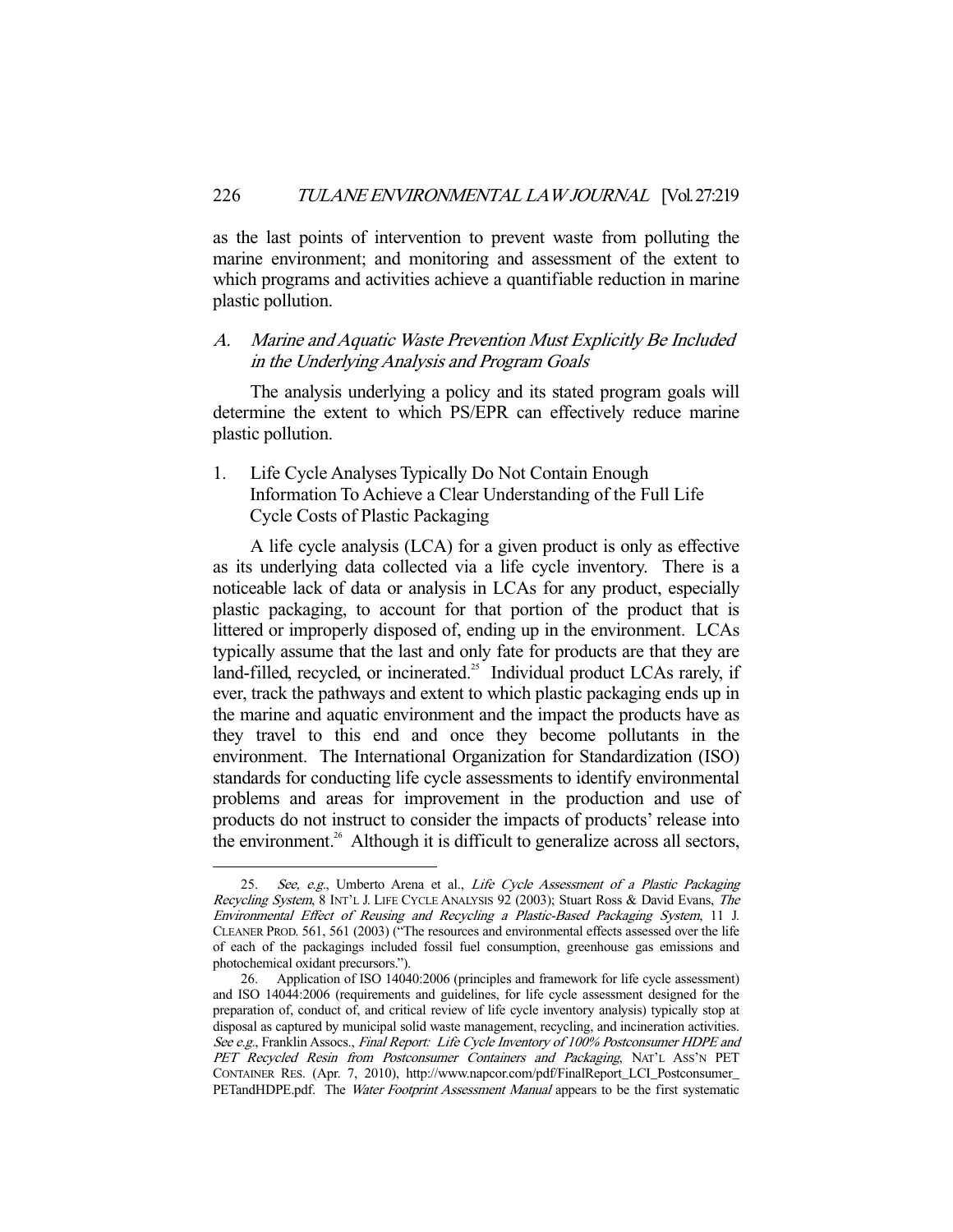as the last points of intervention to prevent waste from polluting the marine environment; and monitoring and assessment of the extent to which programs and activities achieve a quantifiable reduction in marine plastic pollution.

### A. *Marine and Aquatic Waste Prevention Must Explicitly Be Included in the Underlying Analysis and Program Goals*

The analysis underlying a policy and its stated program goals will determine the extent to which PS/EPR can effectively reduce marine plastic pollution.

#### 1. Life Cycle Analyses Typically Do Not Contain Enough Information To Achieve a Clear Understanding of the Full Life Cycle Costs of Plastic Packaging

A life cycle analysis (LCA) for a given product is only as effective as its underlying data collected via a life cycle inventory. There is a noticeable lack of data or analysis in LCAs for any product, especially plastic packaging, to account for that portion of the product that is littered or improperly disposed of, ending up in the environment. LCAs typically assume that the last and only fate for products are that they are land-filled, recycled, or incinerated.[25] Individual product LCAs rarely, if ever, track the pathways and extent to which plastic packaging ends up in the marine and aquatic environment and the impact the products have as they travel to this end and once they become pollutants in the environment. The International Organization for Standardization (ISO) standards for conducting life cycle assessments to identify environmental problems and areas for improvement in the production and use of products do not instruct to consider the impacts of products' release into the environment.[26] Although it is difficult to generalize across all sectors,

---

25. *See, e.g.*, Umberto Arena et al., *Life Cycle Assessment of a Plastic Packaging Recycling System*, 8 INT'L J. LIFE CYCLE ANALYSIS 92 (2003); Stuart Ross & David Evans, *The Environmental Effect of Reusing and Recycling a Plastic-Based Packaging System*, 11 J. CLEANER PROD. 561, 561 (2003) ("The resources and environmental effects assessed over the life of each of the packagings included fossil fuel consumption, greenhouse gas emissions and photochemical oxidant precursors.").

26. Application of ISO 14040:2006 (principles and framework for life cycle assessment) and ISO 14044:2006 (requirements and guidelines, for life cycle assessment designed for the preparation of, conduct of, and critical review of life cycle inventory analysis) typically stop at disposal as captured by municipal solid waste management, recycling, and incineration activities. *See e.g.*, Franklin Assocs., *Final Report: Life Cycle Inventory of 100% Postconsumer HDPE and PET Recycled Resin from Postconsumer Containers and Packaging*, NAT'L ASS'N PET CONTAINER RES. (Apr. 7, 2010), http://www.napcor.com/pdf/FinalReport_LCI_Postconsumer_PETandHDPE.pdf. The *Water Footprint Assessment Manual* appears to be the first systematic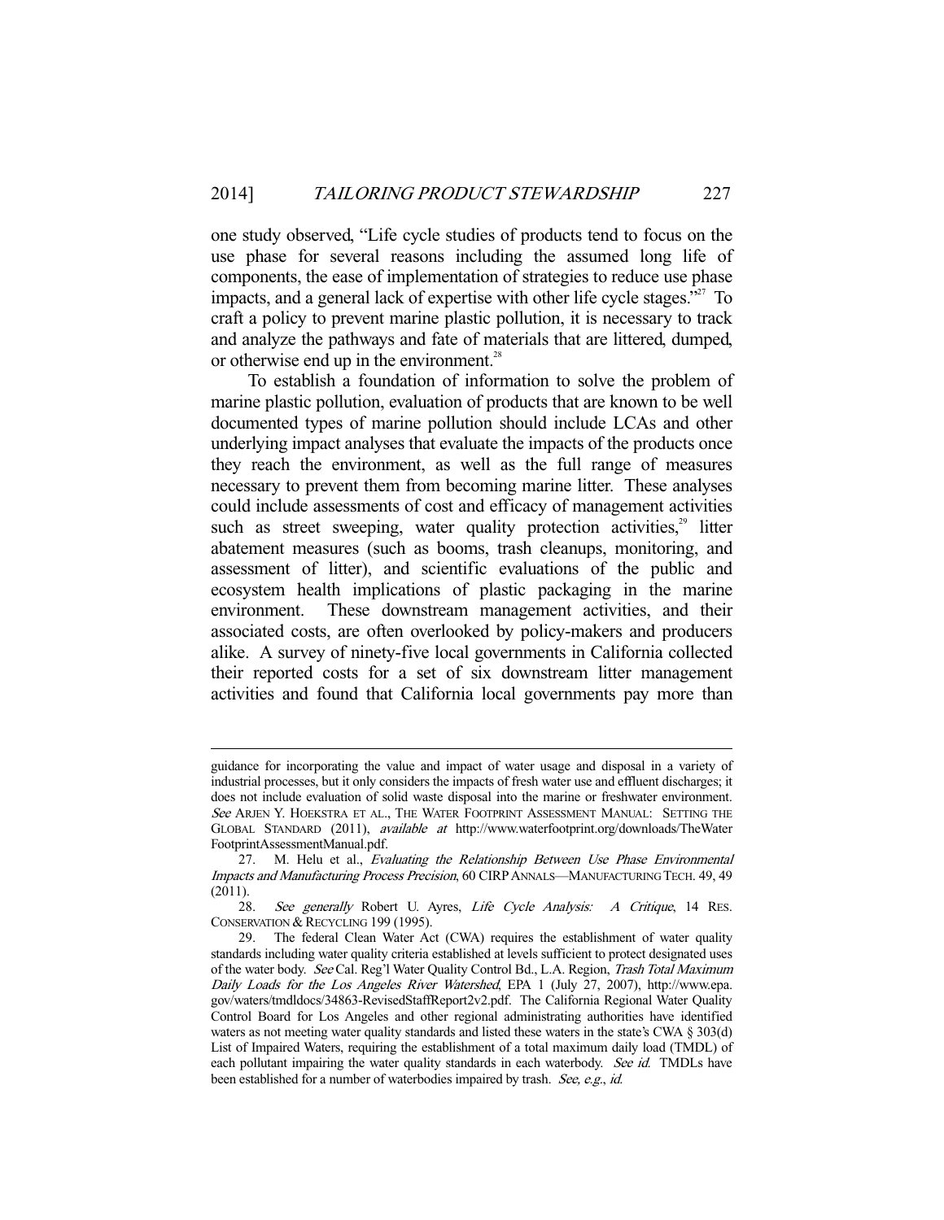one study observed, "Life cycle studies of products tend to focus on the use phase for several reasons including the assumed long life of components, the ease of implementation of strategies to reduce use phase impacts, and a general lack of expertise with other life cycle stages."[27] To craft a policy to prevent marine plastic pollution, it is necessary to track and analyze the pathways and fate of materials that are littered, dumped, or otherwise end up in the environment.[28]

To establish a foundation of information to solve the problem of marine plastic pollution, evaluation of products that are known to be well documented types of marine pollution should include LCAs and other underlying impact analyses that evaluate the impacts of the products once they reach the environment, as well as the full range of measures necessary to prevent them from becoming marine litter. These analyses could include assessments of cost and efficacy of management activities such as street sweeping, water quality protection activities,[29] litter abatement measures (such as booms, trash cleanups, monitoring, and assessment of litter), and scientific evaluations of the public and ecosystem health implications of plastic packaging in the marine environment. These downstream management activities, and their associated costs, are often overlooked by policy-makers and producers alike. A survey of ninety-five local governments in California collected their reported costs for a set of six downstream litter management activities and found that California local governments pay more than

---

guidance for incorporating the value and impact of water usage and disposal in a variety of industrial processes, but it only considers the impacts of fresh water use and effluent discharges; it does not include evaluation of solid waste disposal into the marine or freshwater environment. *See* ARJEN Y. HOEKSTRA ET AL., THE WATER FOOTPRINT ASSESSMENT MANUAL: SETTING THE GLOBAL STANDARD (2011), *available at* http://www.waterfootprint.org/downloads/TheWaterFootprintAssessmentManual.pdf.

27. M. Helu et al., *Evaluating the Relationship Between Use Phase Environmental Impacts and Manufacturing Process Precision*, 60 CIRP ANNALS—MANUFACTURING TECH. 49, 49 (2011).

28. *See generally* Robert U. Ayres, *Life Cycle Analysis: A Critique*, 14 RES. CONSERVATION & RECYCLING 199 (1995).

29. The federal Clean Water Act (CWA) requires the establishment of water quality standards including water quality criteria established at levels sufficient to protect designated uses of the water body. *See* Cal. Reg'l Water Quality Control Bd., L.A. Region, *Trash Total Maximum Daily Loads for the Los Angeles River Watershed*, EPA 1 (July 27, 2007), http://www.epa.gov/waters/tmdldocs/34863-RevisedStaffReport2v2.pdf. The California Regional Water Quality Control Board for Los Angeles and other regional administrating authorities have identified waters as not meeting water quality standards and listed these waters in the state's CWA § 303(d) List of Impaired Waters, requiring the establishment of a total maximum daily load (TMDL) of each pollutant impairing the water quality standards in each waterbody. *See id.* TMDLs have been established for a number of waterbodies impaired by trash. *See, e.g.*, *id.*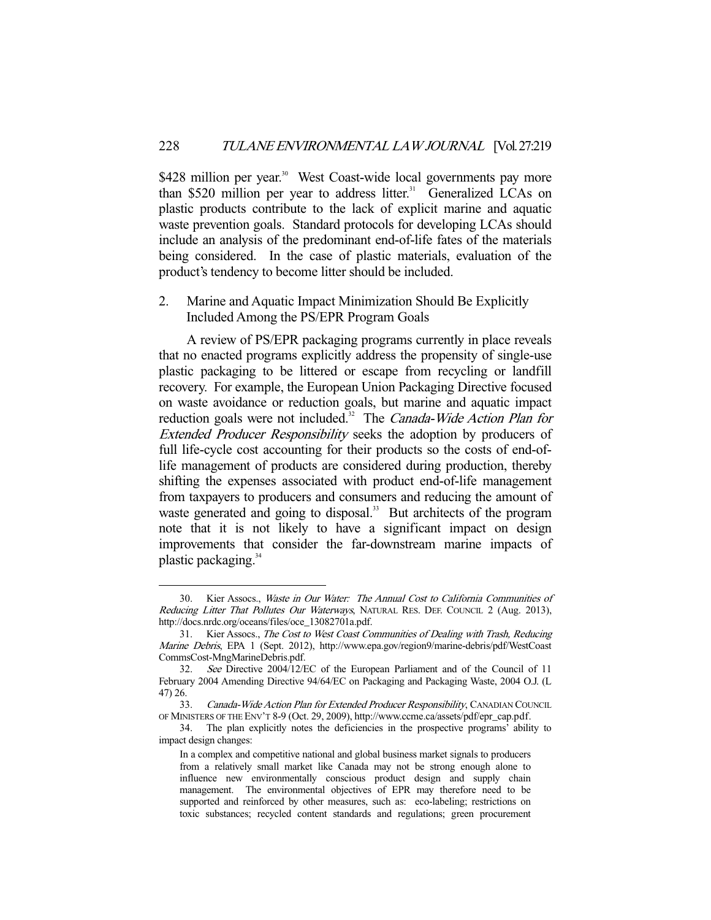$428 million per year.[30] West Coast-wide local governments pay more than $520 million per year to address litter.[31] Generalized LCAs on plastic products contribute to the lack of explicit marine and aquatic waste prevention goals. Standard protocols for developing LCAs should include an analysis of the predominant end-of-life fates of the materials being considered. In the case of plastic materials, evaluation of the product's tendency to become litter should be included.

### 2. Marine and Aquatic Impact Minimization Should Be Explicitly Included Among the PS/EPR Program Goals

A review of PS/EPR packaging programs currently in place reveals that no enacted programs explicitly address the propensity of single-use plastic packaging to be littered or escape from recycling or landfill recovery. For example, the European Union Packaging Directive focused on waste avoidance or reduction goals, but marine and aquatic impact reduction goals were not included.[32] The *Canada-Wide Action Plan for Extended Producer Responsibility* seeks the adoption by producers of full life-cycle cost accounting for their products so the costs of end-of-life management of products are considered during production, thereby shifting the expenses associated with product end-of-life management from taxpayers to producers and consumers and reducing the amount of waste generated and going to disposal.[33] But architects of the program note that it is not likely to have a significant impact on design improvements that consider the far-downstream marine impacts of plastic packaging.[34]

---

30. Kier Assocs., *Waste in Our Water: The Annual Cost to California Communities of Reducing Litter That Pollutes Our Waterways*, NATURAL RES. DEF. COUNCIL 2 (Aug. 2013), http://docs.nrdc.org/oceans/files/oce_13082701a.pdf.

31. Kier Assocs., *The Cost to West Coast Communities of Dealing with Trash, Reducing Marine Debris*, EPA 1 (Sept. 2012), http://www.epa.gov/region9/marine-debris/pdf/WestCoastCommsCost-MngMarineDebris.pdf.

32. *See* Directive 2004/12/EC of the European Parliament and of the Council of 11 February 2004 Amending Directive 94/64/EC on Packaging and Packaging Waste, 2004 O.J. (L 47) 26.

33. *Canada-Wide Action Plan for Extended Producer Responsibility*, CANADIAN COUNCIL OF MINISTERS OF THE ENV'T 8-9 (Oct. 29, 2009), http://www.ccme.ca/assets/pdf/epr_cap.pdf.

34. The plan explicitly notes the deficiencies in the prospective programs' ability to impact design changes:

> In a complex and competitive national and global business market signals to producers from a relatively small market like Canada may not be strong enough alone to influence new environmentally conscious product design and supply chain management. The environmental objectives of EPR may therefore need to be supported and reinforced by other measures, such as: eco-labeling; restrictions on toxic substances; recycled content standards and regulations; green procurement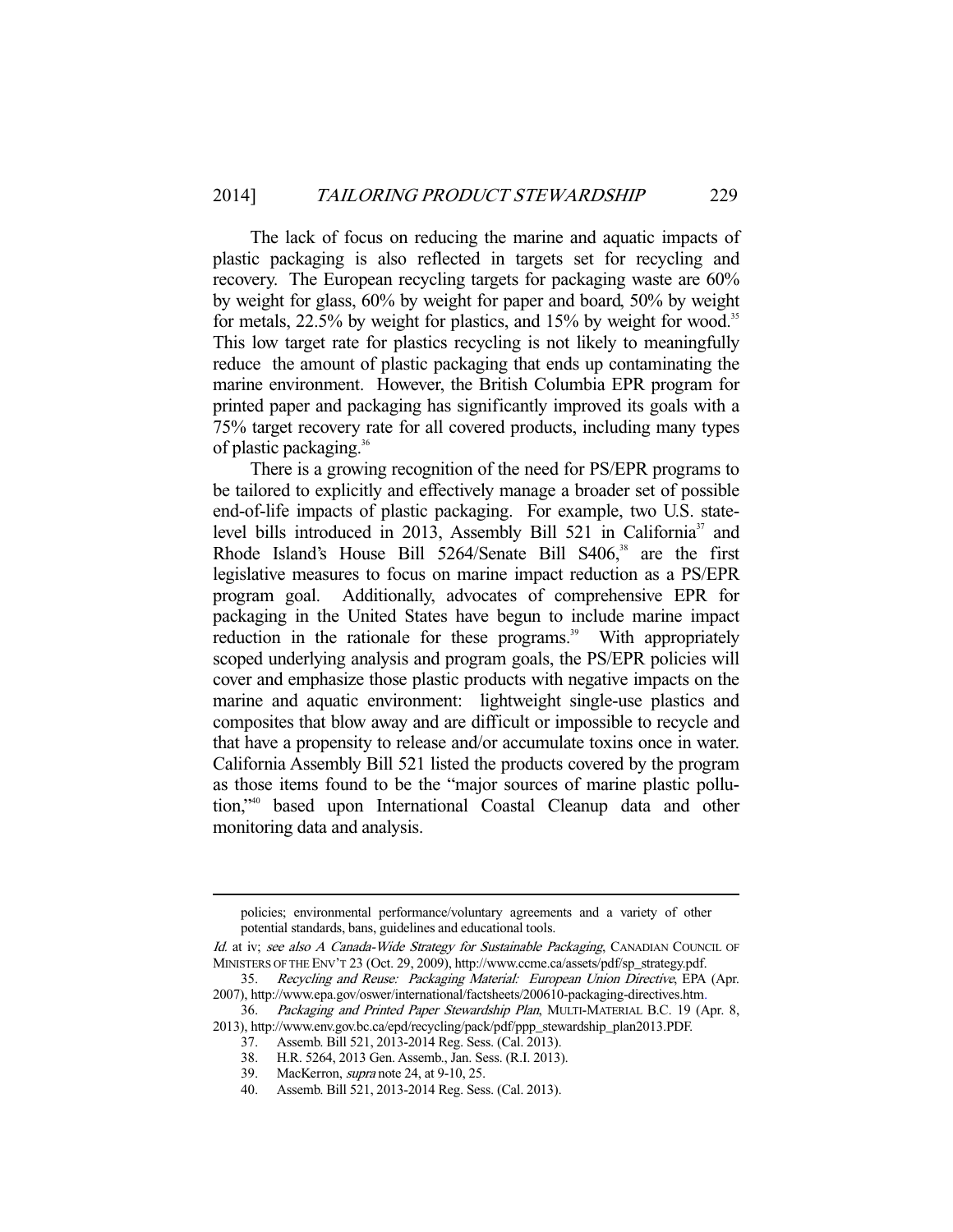The lack of focus on reducing the marine and aquatic impacts of plastic packaging is also reflected in targets set for recycling and recovery. The European recycling targets for packaging waste are 60% by weight for glass, 60% by weight for paper and board, 50% by weight for metals, 22.5% by weight for plastics, and 15% by weight for wood.[35] This low target rate for plastics recycling is not likely to meaningfully reduce the amount of plastic packaging that ends up contaminating the marine environment. However, the British Columbia EPR program for printed paper and packaging has significantly improved its goals with a 75% target recovery rate for all covered products, including many types of plastic packaging.[36]

There is a growing recognition of the need for PS/EPR programs to be tailored to explicitly and effectively manage a broader set of possible end-of-life impacts of plastic packaging. For example, two U.S. state-level bills introduced in 2013, Assembly Bill 521 in California[37] and Rhode Island's House Bill 5264/Senate Bill S406,[38] are the first legislative measures to focus on marine impact reduction as a PS/EPR program goal. Additionally, advocates of comprehensive EPR for packaging in the United States have begun to include marine impact reduction in the rationale for these programs.[39] With appropriately scoped underlying analysis and program goals, the PS/EPR policies will cover and emphasize those plastic products with negative impacts on the marine and aquatic environment: lightweight single-use plastics and composites that blow away and are difficult or impossible to recycle and that have a propensity to release and/or accumulate toxins once in water. California Assembly Bill 521 listed the products covered by the program as those items found to be the "major sources of marine plastic pollution,"[40] based upon International Coastal Cleanup data and other monitoring data and analysis.

---

policies; environmental performance/voluntary agreements and a variety of other potential standards, bans, guidelines and educational tools.

*Id.* at iv; *see also A Canada-Wide Strategy for Sustainable Packaging*, CANADIAN COUNCIL OF MINISTERS OF THE ENV'T 23 (Oct. 29, 2009), http://www.ccme.ca/assets/pdf/sp_strategy.pdf.

35. *Recycling and Reuse: Packaging Material: European Union Directive*, EPA (Apr. 2007), http://www.epa.gov/oswer/international/factsheets/200610-packaging-directives.htm.

36. *Packaging and Printed Paper Stewardship Plan*, MULTI-MATERIAL B.C. 19 (Apr. 8, 2013), http://www.env.gov.bc.ca/epd/recycling/pack/pdf/ppp_stewardship_plan2013.PDF.

37. Assemb. Bill 521, 2013-2014 Reg. Sess. (Cal. 2013).

38. H.R. 5264, 2013 Gen. Assemb., Jan. Sess. (R.I. 2013).

39. MacKerron, *supra* note 24, at 9-10, 25.

40. Assemb. Bill 521, 2013-2014 Reg. Sess. (Cal. 2013).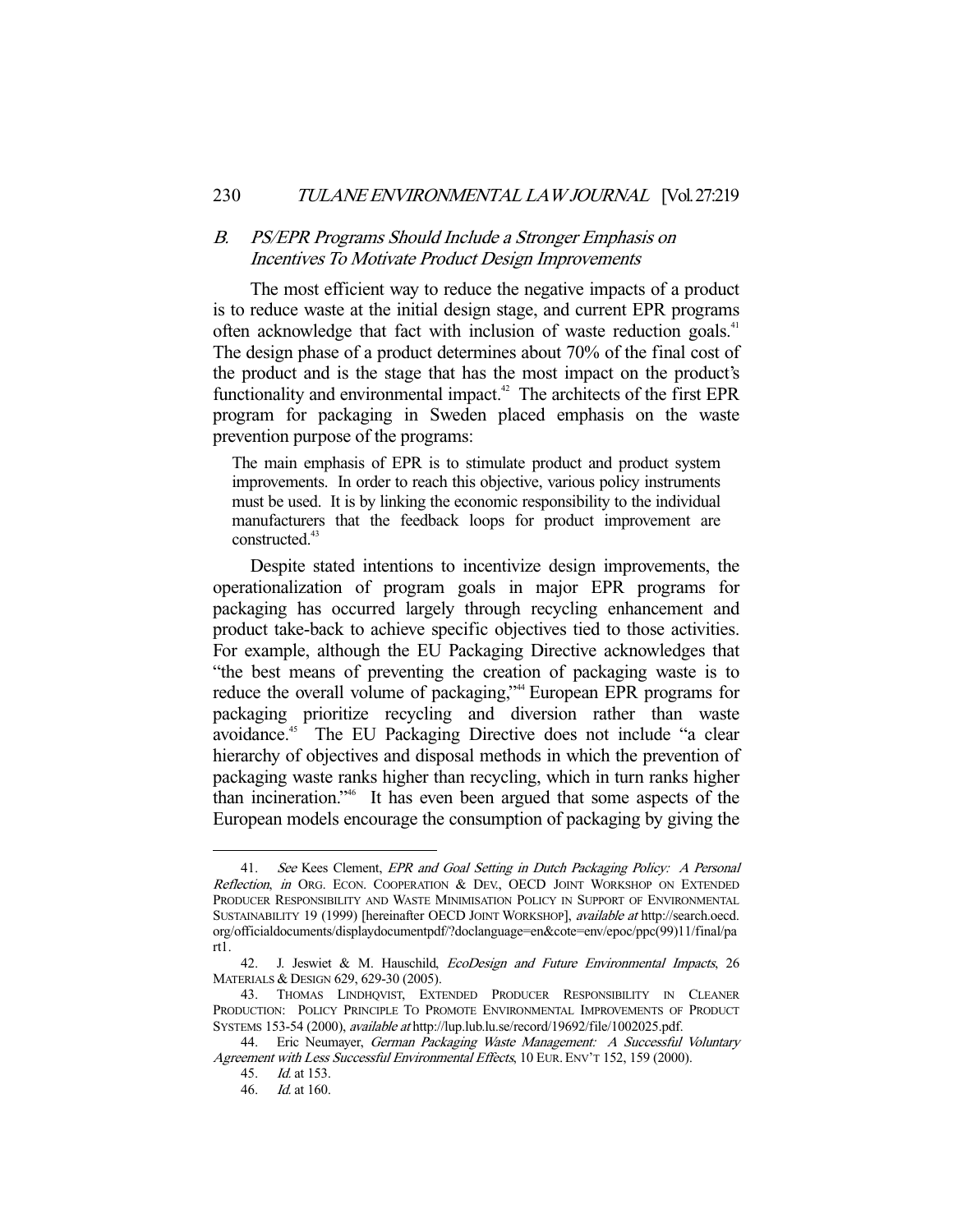### B. *PS/EPR Programs Should Include a Stronger Emphasis on Incentives To Motivate Product Design Improvements*

The most efficient way to reduce the negative impacts of a product is to reduce waste at the initial design stage, and current EPR programs often acknowledge that fact with inclusion of waste reduction goals.[41] The design phase of a product determines about 70% of the final cost of the product and is the stage that has the most impact on the product's functionality and environmental impact.[42] The architects of the first EPR program for packaging in Sweden placed emphasis on the waste prevention purpose of the programs:

> The main emphasis of EPR is to stimulate product and product system improvements. In order to reach this objective, various policy instruments must be used. It is by linking the economic responsibility to the individual manufacturers that the feedback loops for product improvement are constructed.[43]

Despite stated intentions to incentivize design improvements, the operationalization of program goals in major EPR programs for packaging has occurred largely through recycling enhancement and product take-back to achieve specific objectives tied to those activities. For example, although the EU Packaging Directive acknowledges that "the best means of preventing the creation of packaging waste is to reduce the overall volume of packaging,"[44] European EPR programs for packaging prioritize recycling and diversion rather than waste avoidance.[45] The EU Packaging Directive does not include "a clear hierarchy of objectives and disposal methods in which the prevention of packaging waste ranks higher than recycling, which in turn ranks higher than incineration."[46] It has even been argued that some aspects of the European models encourage the consumption of packaging by giving the

---

41. *See* Kees Clement, *EPR and Goal Setting in Dutch Packaging Policy: A Personal Reflection*, *in* ORG. ECON. COOPERATION & DEV., OECD JOINT WORKSHOP ON EXTENDED PRODUCER RESPONSIBILITY AND WASTE MINIMISATION POLICY IN SUPPORT OF ENVIRONMENTAL SUSTAINABILITY 19 (1999) [hereinafter OECD JOINT WORKSHOP], *available at* http://search.oecd.org/officialdocuments/displaydocumentpdf/?doclanguage=en&cote=env/epoc/ppc(99)11/final/part1.

42. J. Jeswiet & M. Hauschild, *EcoDesign and Future Environmental Impacts*, 26 MATERIALS & DESIGN 629, 629-30 (2005).

43. THOMAS LINDHQVIST, EXTENDED PRODUCER RESPONSIBILITY IN CLEANER PRODUCTION: POLICY PRINCIPLE TO PROMOTE ENVIRONMENTAL IMPROVEMENTS OF PRODUCT SYSTEMS 153-54 (2000), *available at* http://lup.lub.lu.se/record/19692/file/1002025.pdf.

44. Eric Neumayer, *German Packaging Waste Management: A Successful Voluntary Agreement with Less Successful Environmental Effects*, 10 EUR. ENV'T 152, 159 (2000).

45. *Id.* at 153.

46. *Id.* at 160.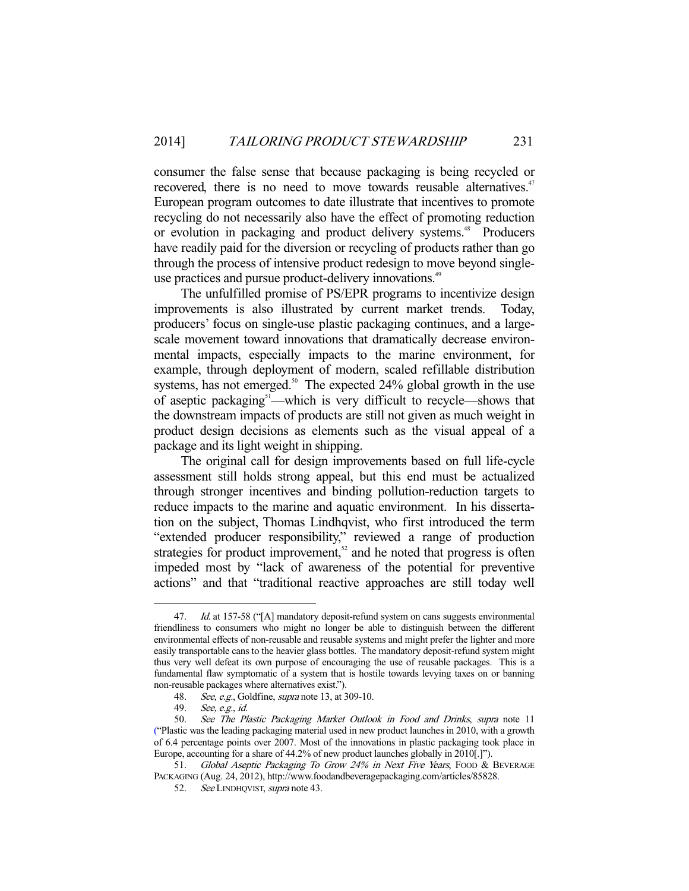consumer the false sense that because packaging is being recycled or recovered, there is no need to move towards reusable alternatives.[47] European program outcomes to date illustrate that incentives to promote recycling do not necessarily also have the effect of promoting reduction or evolution in packaging and product delivery systems.[48] Producers have readily paid for the diversion or recycling of products rather than go through the process of intensive product redesign to move beyond single-use practices and pursue product-delivery innovations.[49]

The unfulfilled promise of PS/EPR programs to incentivize design improvements is also illustrated by current market trends. Today, producers' focus on single-use plastic packaging continues, and a large-scale movement toward innovations that dramatically decrease environmental impacts, especially impacts to the marine environment, for example, through deployment of modern, scaled refillable distribution systems, has not emerged.[50] The expected 24% global growth in the use of aseptic packaging[51]—which is very difficult to recycle—shows that the downstream impacts of products are still not given as much weight in product design decisions as elements such as the visual appeal of a package and its light weight in shipping.

The original call for design improvements based on full life-cycle assessment still holds strong appeal, but this end must be actualized through stronger incentives and binding pollution-reduction targets to reduce impacts to the marine and aquatic environment. In his dissertation on the subject, Thomas Lindhqvist, who first introduced the term "extended producer responsibility," reviewed a range of production strategies for product improvement,[52] and he noted that progress is often impeded most by "lack of awareness of the potential for preventive actions" and that "traditional reactive approaches are still today well

---

47. *Id.* at 157-58 ("[A] mandatory deposit-refund system on cans suggests environmental friendliness to consumers who might no longer be able to distinguish between the different environmental effects of non-reusable and reusable systems and might prefer the lighter and more easily transportable cans to the heavier glass bottles. The mandatory deposit-refund system might thus very well defeat its own purpose of encouraging the use of reusable packages. This is a fundamental flaw symptomatic of a system that is hostile towards levying taxes on or banning non-reusable packages where alternatives exist.").

48. *See, e.g.*, Goldfine, *supra* note 13, at 309-10.

49. *See, e.g.*, *id.*

50. *See The Plastic Packaging Market Outlook in Food and Drinks*, *supra* note 11 ("Plastic was the leading packaging material used in new product launches in 2010, with a growth of 6.4 percentage points over 2007. Most of the innovations in plastic packaging took place in Europe, accounting for a share of 44.2% of new product launches globally in 2010[.]").

51. *Global Aseptic Packaging To Grow 24% in Next Five Years*, FOOD & BEVERAGE PACKAGING (Aug. 24, 2012), http://www.foodandbeveragepackaging.com/articles/85828.

52. *See* LINDHQVIST, *supra* note 43.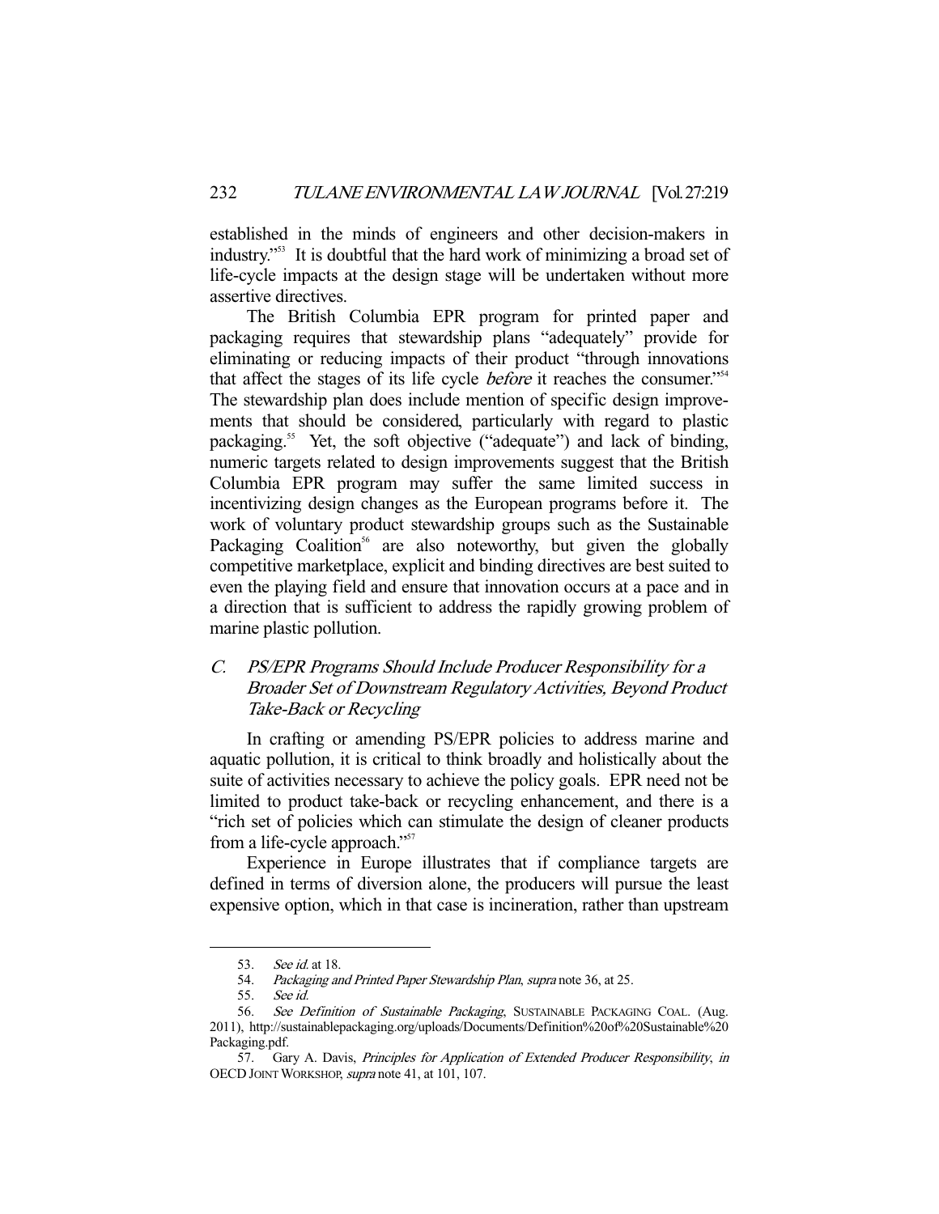established in the minds of engineers and other decision-makers in industry."[53] It is doubtful that the hard work of minimizing a broad set of life-cycle impacts at the design stage will be undertaken without more assertive directives.

The British Columbia EPR program for printed paper and packaging requires that stewardship plans "adequately" provide for eliminating or reducing impacts of their product "through innovations that affect the stages of its life cycle *before* it reaches the consumer."[54] The stewardship plan does include mention of specific design improvements that should be considered, particularly with regard to plastic packaging.[55] Yet, the soft objective ("adequate") and lack of binding, numeric targets related to design improvements suggest that the British Columbia EPR program may suffer the same limited success in incentivizing design changes as the European programs before it. The work of voluntary product stewardship groups such as the Sustainable Packaging Coalition[56] are also noteworthy, but given the globally competitive marketplace, explicit and binding directives are best suited to even the playing field and ensure that innovation occurs at a pace and in a direction that is sufficient to address the rapidly growing problem of marine plastic pollution.

### *C. PS/EPR Programs Should Include Producer Responsibility for a Broader Set of Downstream Regulatory Activities, Beyond Product Take-Back or Recycling*

In crafting or amending PS/EPR policies to address marine and aquatic pollution, it is critical to think broadly and holistically about the suite of activities necessary to achieve the policy goals. EPR need not be limited to product take-back or recycling enhancement, and there is a "rich set of policies which can stimulate the design of cleaner products from a life-cycle approach."[57]

Experience in Europe illustrates that if compliance targets are defined in terms of diversion alone, the producers will pursue the least expensive option, which in that case is incineration, rather than upstream

---

53. *See id.* at 18.

54. *Packaging and Printed Paper Stewardship Plan*, *supra* note 36, at 25.

55. *See id.*

56. *See Definition of Sustainable Packaging*, SUSTAINABLE PACKAGING COAL. (Aug. 2011), http://sustainablepackaging.org/uploads/Documents/Definition%20of%20Sustainable%20Packaging.pdf.

57. Gary A. Davis, *Principles for Application of Extended Producer Responsibility*, *in* OECD JOINT WORKSHOP, *supra* note 41, at 101, 107.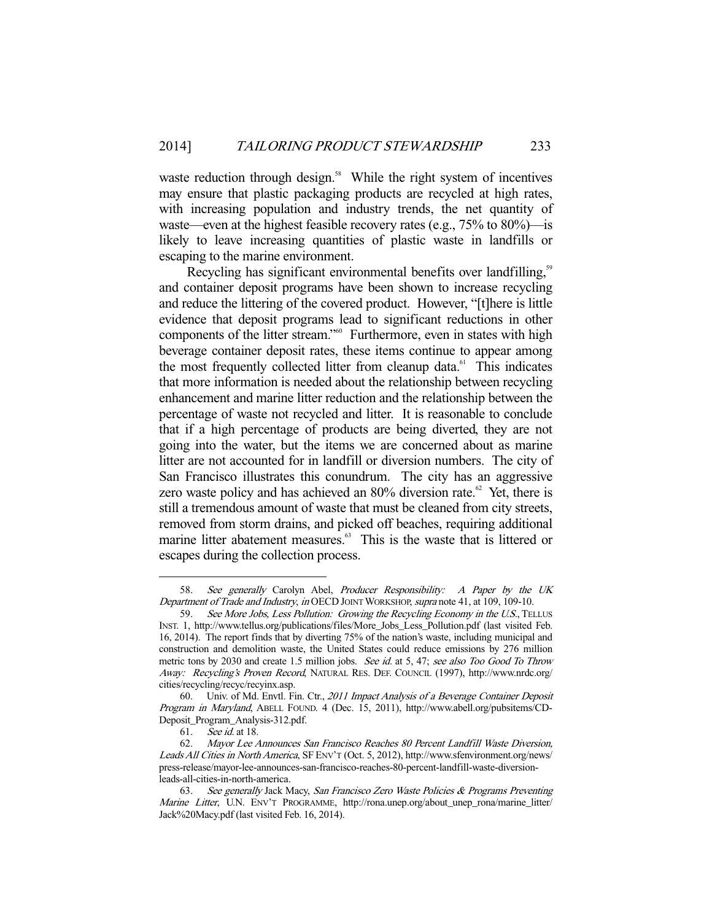waste reduction through design.[58] While the right system of incentives may ensure that plastic packaging products are recycled at high rates, with increasing population and industry trends, the net quantity of waste—even at the highest feasible recovery rates (e.g., 75% to 80%)—is likely to leave increasing quantities of plastic waste in landfills or escaping to the marine environment.

Recycling has significant environmental benefits over landfilling,[59] and container deposit programs have been shown to increase recycling and reduce the littering of the covered product. However, "[t]here is little evidence that deposit programs lead to significant reductions in other components of the litter stream."[60] Furthermore, even in states with high beverage container deposit rates, these items continue to appear among the most frequently collected litter from cleanup data.[61] This indicates that more information is needed about the relationship between recycling enhancement and marine litter reduction and the relationship between the percentage of waste not recycled and litter. It is reasonable to conclude that if a high percentage of products are being diverted, they are not going into the water, but the items we are concerned about as marine litter are not accounted for in landfill or diversion numbers. The city of San Francisco illustrates this conundrum. The city has an aggressive zero waste policy and has achieved an 80% diversion rate.[62] Yet, there is still a tremendous amount of waste that must be cleaned from city streets, removed from storm drains, and picked off beaches, requiring additional marine litter abatement measures.[63] This is the waste that is littered or escapes during the collection process.

---

58. *See generally* Carolyn Abel, *Producer Responsibility: A Paper by the UK Department of Trade and Industry*, *in* OECD JOINT WORKSHOP, *supra* note 41, at 109, 109-10.

59. *See More Jobs, Less Pollution: Growing the Recycling Economy in the U.S.*, TELLUS INST. 1, http://www.tellus.org/publications/files/More_Jobs_Less_Pollution.pdf (last visited Feb. 16, 2014). The report finds that by diverting 75% of the nation's waste, including municipal and construction and demolition waste, the United States could reduce emissions by 276 million metric tons by 2030 and create 1.5 million jobs. *See id.* at 5, 47; *see also Too Good To Throw Away: Recycling's Proven Record*, NATURAL RES. DEF. COUNCIL (1997), http://www.nrdc.org/cities/recycling/recyc/recyinx.asp.

60. Univ. of Md. Envtl. Fin. Ctr., *2011 Impact Analysis of a Beverage Container Deposit Program in Maryland*, ABELL FOUND. 4 (Dec. 15, 2011), http://www.abell.org/pubsitems/CD-Deposit_Program_Analysis-312.pdf.

61. *See id.* at 18.

62. *Mayor Lee Announces San Francisco Reaches 80 Percent Landfill Waste Diversion, Leads All Cities in North America*, SF ENV'T (Oct. 5, 2012), http://www.sfenvironment.org/news/press-release/mayor-lee-announces-san-francisco-reaches-80-percent-landfill-waste-diversion-leads-all-cities-in-north-america.

63. *See generally* Jack Macy, *San Francisco Zero Waste Policies & Programs Preventing Marine Litter*, U.N. ENV'T PROGRAMME, http://rona.unep.org/about_unep_rona/marine_litter/Jack%20Macy.pdf (last visited Feb. 16, 2014).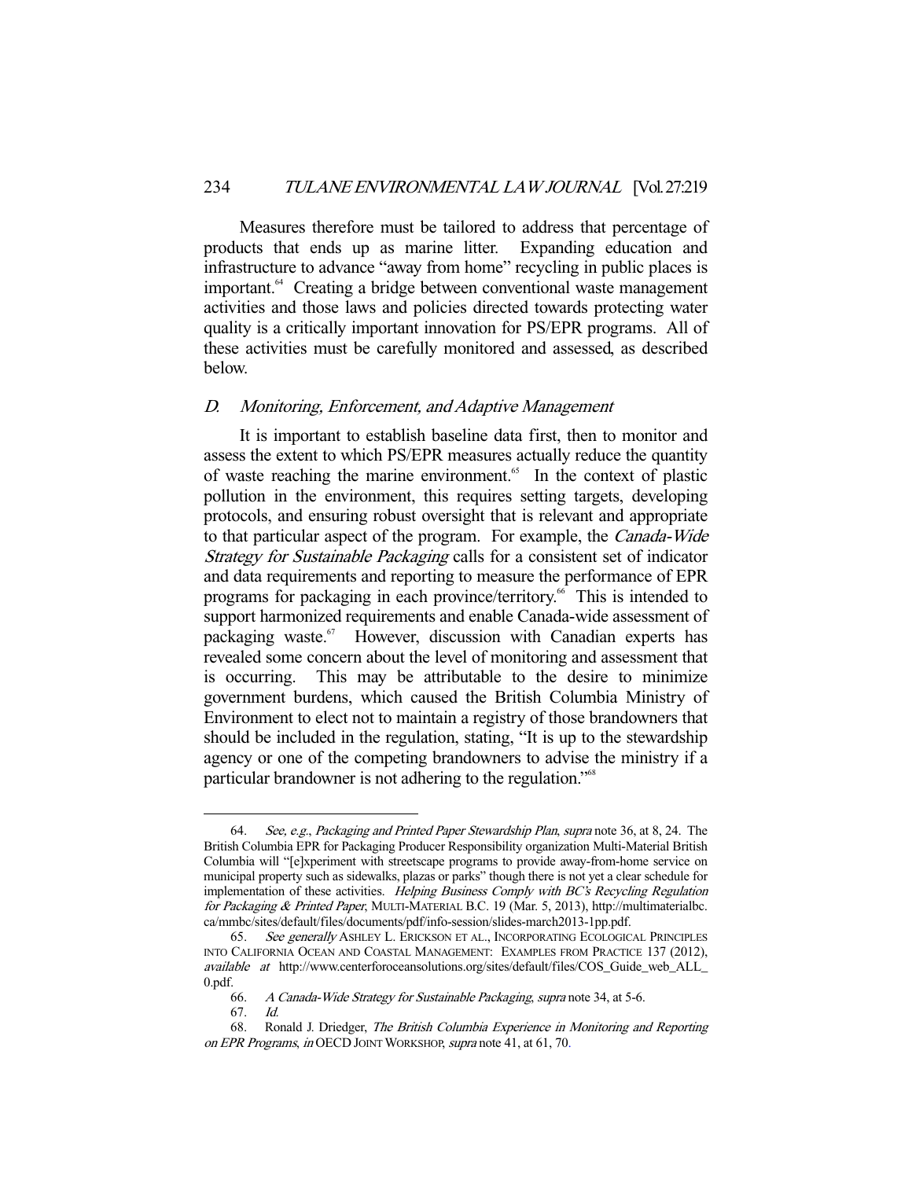Measures therefore must be tailored to address that percentage of products that ends up as marine litter. Expanding education and infrastructure to advance "away from home" recycling in public places is important.[64] Creating a bridge between conventional waste management activities and those laws and policies directed towards protecting water quality is a critically important innovation for PS/EPR programs. All of these activities must be carefully monitored and assessed, as described below.

### *D. Monitoring, Enforcement, and Adaptive Management*

It is important to establish baseline data first, then to monitor and assess the extent to which PS/EPR measures actually reduce the quantity of waste reaching the marine environment.[65] In the context of plastic pollution in the environment, this requires setting targets, developing protocols, and ensuring robust oversight that is relevant and appropriate to that particular aspect of the program. For example, the *Canada-Wide Strategy for Sustainable Packaging* calls for a consistent set of indicator and data requirements and reporting to measure the performance of EPR programs for packaging in each province/territory.[66] This is intended to support harmonized requirements and enable Canada-wide assessment of packaging waste.[67] However, discussion with Canadian experts has revealed some concern about the level of monitoring and assessment that is occurring. This may be attributable to the desire to minimize government burdens, which caused the British Columbia Ministry of Environment to elect not to maintain a registry of those brandowners that should be included in the regulation, stating, "It is up to the stewardship agency or one of the competing brandowners to advise the ministry if a particular brandowner is not adhering to the regulation."[68]

---

64. *See, e.g.*, *Packaging and Printed Paper Stewardship Plan*, *supra* note 36, at 8, 24. The British Columbia EPR for Packaging Producer Responsibility organization Multi-Material British Columbia will "[e]xperiment with streetscape programs to provide away-from-home service on municipal property such as sidewalks, plazas or parks" though there is not yet a clear schedule for implementation of these activities. *Helping Business Comply with BC's Recycling Regulation for Packaging & Printed Paper*, MULTI-MATERIAL B.C. 19 (Mar. 5, 2013), http://multimaterialbc.ca/mmbc/sites/default/files/documents/pdf/info-session/slides-march2013-1pp.pdf.

65. *See generally* ASHLEY L. ERICKSON ET AL., INCORPORATING ECOLOGICAL PRINCIPLES INTO CALIFORNIA OCEAN AND COASTAL MANAGEMENT: EXAMPLES FROM PRACTICE 137 (2012), *available at* http://www.centerforoceansolutions.org/sites/default/files/COS_Guide_web_ALL_0.pdf.

66. *A Canada-Wide Strategy for Sustainable Packaging*, *supra* note 34, at 5-6.

67. *Id.*

68. Ronald J. Driedger, *The British Columbia Experience in Monitoring and Reporting on EPR Programs*, *in* OECD JOINT WORKSHOP, *supra* note 41, at 61, 70.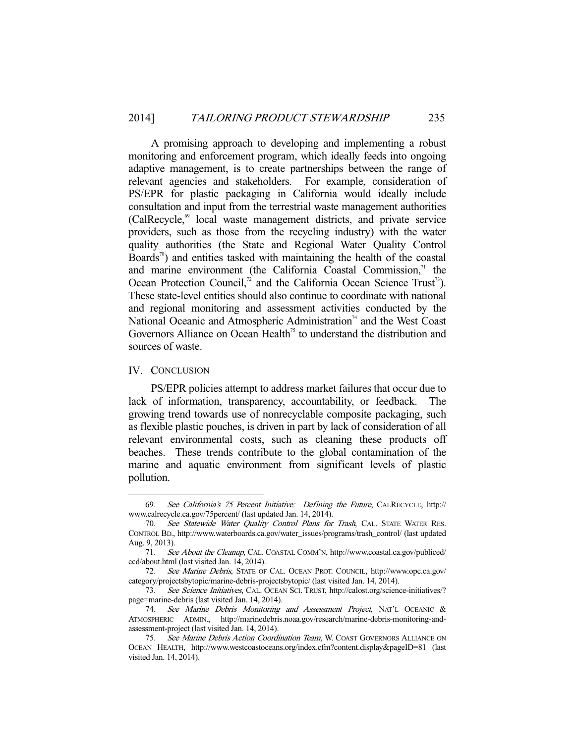A promising approach to developing and implementing a robust monitoring and enforcement program, which ideally feeds into ongoing adaptive management, is to create partnerships between the range of relevant agencies and stakeholders. For example, consideration of PS/EPR for plastic packaging in California would ideally include consultation and input from the terrestrial waste management authorities (CalRecycle,[69] local waste management districts, and private service providers, such as those from the recycling industry) with the water quality authorities (the State and Regional Water Quality Control Boards[70]) and entities tasked with maintaining the health of the coastal and marine environment (the California Coastal Commission,[71] the Ocean Protection Council,[72] and the California Ocean Science Trust[73]). These state-level entities should also continue to coordinate with national and regional monitoring and assessment activities conducted by the National Oceanic and Atmospheric Administration[74] and the West Coast Governors Alliance on Ocean Health[75] to understand the distribution and sources of waste.

## IV. CONCLUSION

PS/EPR policies attempt to address market failures that occur due to lack of information, transparency, accountability, or feedback. The growing trend towards use of nonrecyclable composite packaging, such as flexible plastic pouches, is driven in part by lack of consideration of all relevant environmental costs, such as cleaning these products off beaches. These trends contribute to the global contamination of the marine and aquatic environment from significant levels of plastic pollution.

---

69. *See California's 75 Percent Initiative: Defining the Future*, CALRECYCLE, http://www.calrecycle.ca.gov/75percent/ (last updated Jan. 14, 2014).

70. *See Statewide Water Quality Control Plans for Trash*, CAL. STATE WATER RES. CONTROL BD., http://www.waterboards.ca.gov/water_issues/programs/trash_control/ (last updated Aug. 9, 2013).

71. *See About the Cleanup*, CAL. COASTAL COMM'N, http://www.coastal.ca.gov/publiced/ccd/about.html (last visited Jan. 14, 2014).

72. *See Marine Debris*, STATE OF CAL. OCEAN PROT. COUNCIL, http://www.opc.ca.gov/category/projectsbytopic/marine-debris-projectsbytopic/ (last visited Jan. 14, 2014).

73. *See Science Initiatives*, CAL. OCEAN SCI. TRUST, http://calost.org/science-initiatives/?page=marine-debris (last visited Jan. 14, 2014).

74. *See Marine Debris Monitoring and Assessment Project*, NAT'L OCEANIC & ATMOSPHERIC ADMIN., http://marinedebris.noaa.gov/research/marine-debris-monitoring-and-assessment-project (last visited Jan. 14, 2014).

75. *See Marine Debris Action Coordination Team*, W. COAST GOVERNORS ALLIANCE ON OCEAN HEALTH, http://www.westcoastoceans.org/index.cfm?content.display&pageID=81 (last visited Jan. 14, 2014).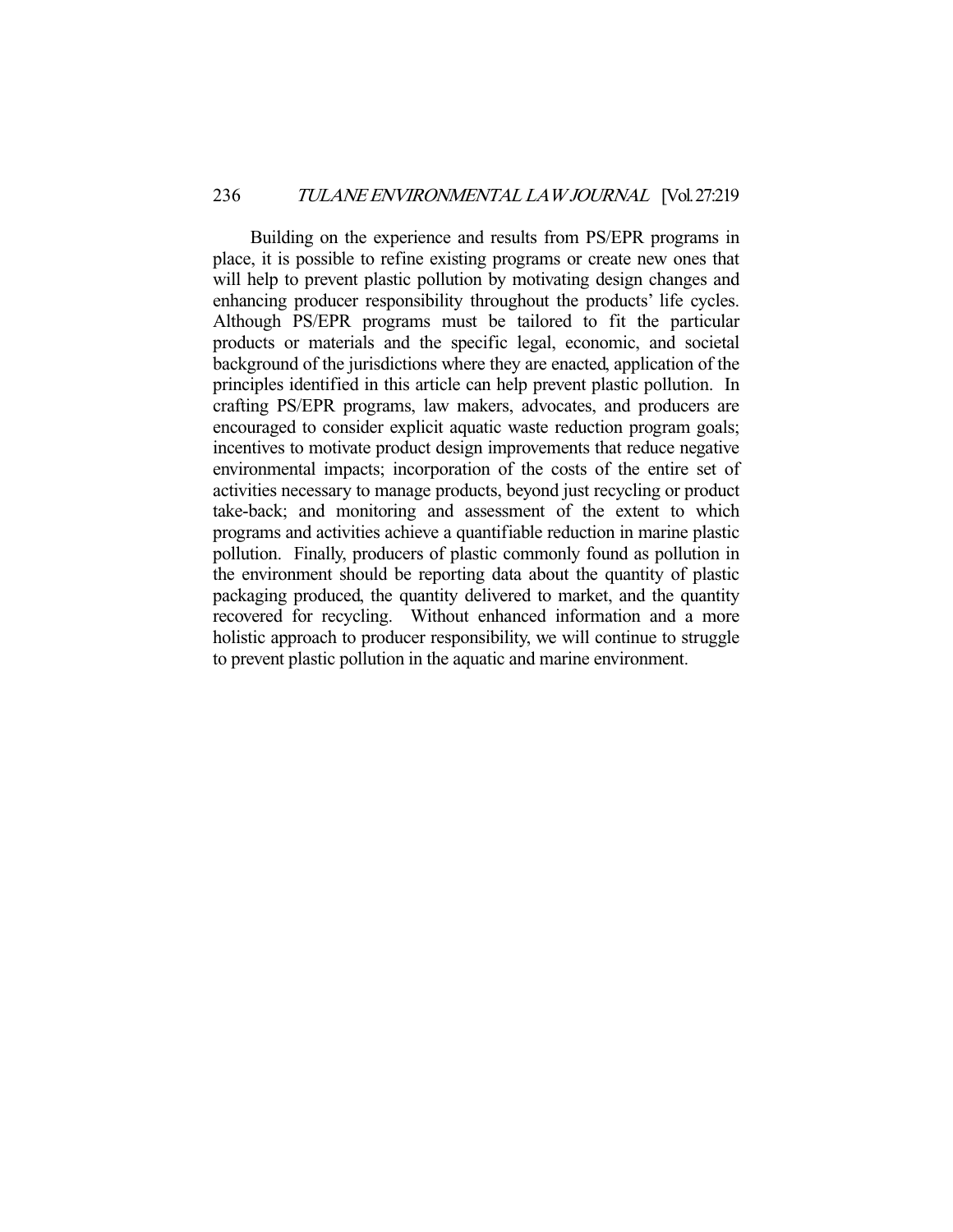Building on the experience and results from PS/EPR programs in place, it is possible to refine existing programs or create new ones that will help to prevent plastic pollution by motivating design changes and enhancing producer responsibility throughout the products' life cycles. Although PS/EPR programs must be tailored to fit the particular products or materials and the specific legal, economic, and societal background of the jurisdictions where they are enacted, application of the principles identified in this article can help prevent plastic pollution. In crafting PS/EPR programs, law makers, advocates, and producers are encouraged to consider explicit aquatic waste reduction program goals; incentives to motivate product design improvements that reduce negative environmental impacts; incorporation of the costs of the entire set of activities necessary to manage products, beyond just recycling or product take-back; and monitoring and assessment of the extent to which programs and activities achieve a quantifiable reduction in marine plastic pollution. Finally, producers of plastic commonly found as pollution in the environment should be reporting data about the quantity of plastic packaging produced, the quantity delivered to market, and the quantity recovered for recycling. Without enhanced information and a more holistic approach to producer responsibility, we will continue to struggle to prevent plastic pollution in the aquatic and marine environment.